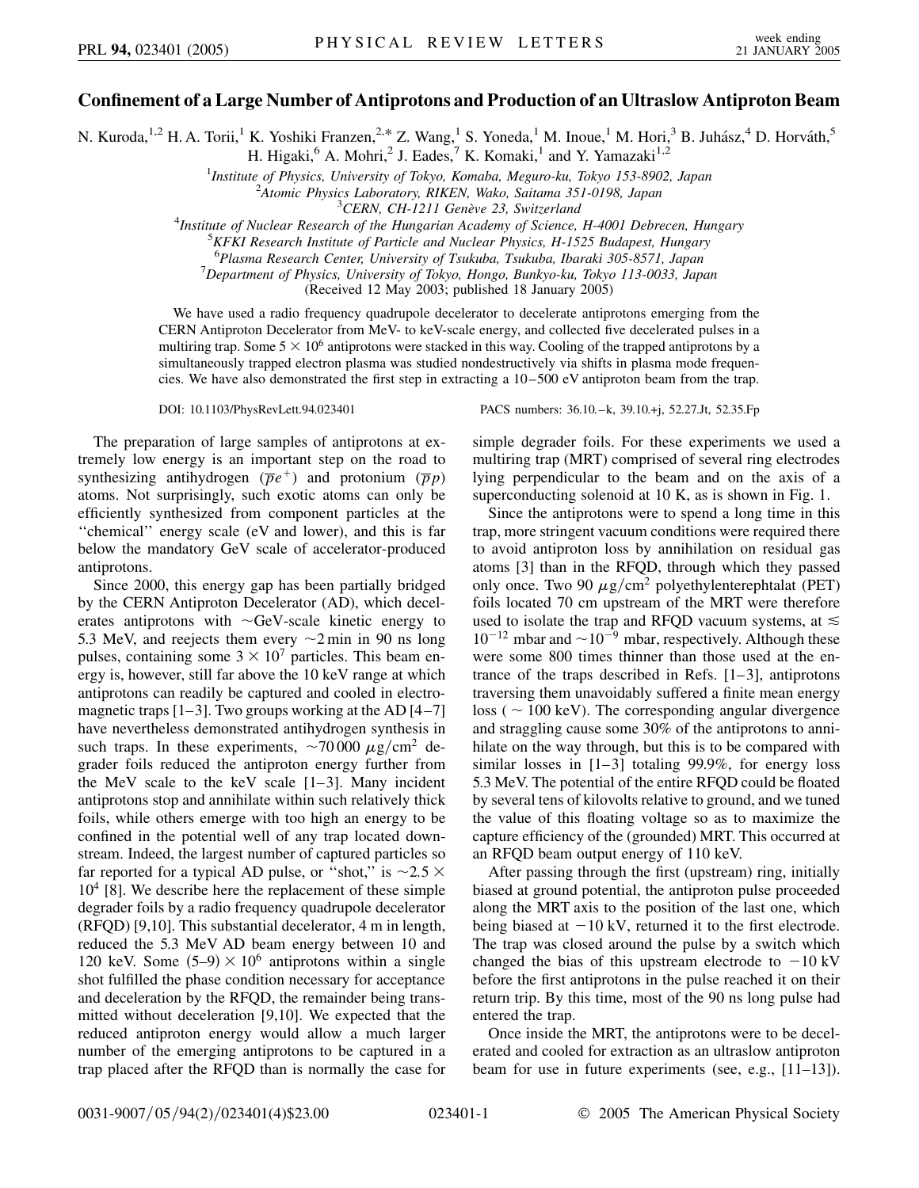# Confinement of a Large Number of Antiprotons and Production of an Ultraslow Antiproton Beam

N. Kuroda,[1,2] H. A. Torii,[1] K. Yoshiki Franzen,[2,*] Z. Wang,[1] S. Yoneda,[1] M. Inoue,[1] M. Hori,[3] B. Juhász,[4] D. Horváth,[5] H. Higaki,[6] A. Mohri,[2] J. Eades,[7] K. Komaki,[1] and Y. Yamazaki[1,2]

[1]*Institute of Physics, University of Tokyo, Komaba, Meguro-ku, Tokyo 153-8902, Japan*
[2]*Atomic Physics Laboratory, RIKEN, Wako, Saitama 351-0198, Japan*
[3]*CERN, CH-1211 Genève 23, Switzerland*
[4]*Institute of Nuclear Research of the Hungarian Academy of Science, H-4001 Debrecen, Hungary*
[5]*KFKI Research Institute of Particle and Nuclear Physics, H-1525 Budapest, Hungary*
[6]*Plasma Research Center, University of Tsukuba, Tsukuba, Ibaraki 305-8571, Japan*
[7]*Department of Physics, University of Tokyo, Hongo, Bunkyo-ku, Tokyo 113-0033, Japan*

(Received 12 May 2003; published 18 January 2005)

We have used a radio frequency quadrupole decelerator to decelerate antiprotons emerging from the CERN Antiproton Decelerator from MeV- to keV-scale energy, and collected five decelerated pulses in a multiring trap. Some $5 \times 10^6$ antiprotons were stacked in this way. Cooling of the trapped antiprotons by a simultaneously trapped electron plasma was studied nondestructively via shifts in plasma mode frequencies. We have also demonstrated the first step in extracting a 10–500 eV antiproton beam from the trap.

DOI: 10.1103/PhysRevLett.94.023401 PACS numbers: 36.10.–k, 39.10.+j, 52.27.Jt, 52.35.Fp

The preparation of large samples of antiprotons at extremely low energy is an important step on the road to synthesizing antihydrogen ($\bar{p}e^+$) and protonium ($\bar{p}p$) atoms. Not surprisingly, such exotic atoms can only be efficiently synthesized from component particles at the "chemical" energy scale (eV and lower), and this is far below the mandatory GeV scale of accelerator-produced antiprotons.

Since 2000, this energy gap has been partially bridged by the CERN Antiproton Decelerator (AD), which decelerates antiprotons with ~GeV-scale kinetic energy to 5.3 MeV, and reejects them every ~2 min in 90 ns long pulses, containing some $3 \times 10^7$ particles. This beam energy is, however, still far above the 10 keV range at which antiprotons can readily be captured and cooled in electromagnetic traps [1–3]. Two groups working at the AD [4–7] have nevertheless demonstrated antihydrogen synthesis in such traps. In these experiments, ~70 000 $\mu$g/cm$^2$ degrader foils reduced the antiproton energy further from the MeV scale to the keV scale [1–3]. Many incident antiprotons stop and annihilate within such relatively thick foils, while others emerge with too high an energy to be confined in the potential well of any trap located downstream. Indeed, the largest number of captured particles so far reported for a typical AD pulse, or "shot," is ~$2.5 \times 10^4$ [8]. We describe here the replacement of these simple degrader foils by a radio frequency quadrupole decelerator (RFQD) [9,10]. This substantial decelerator, 4 m in length, reduced the 5.3 MeV AD beam energy between 10 and 120 keV. Some $(5–9) \times 10^6$ antiprotons within a single shot fulfilled the phase condition necessary for acceptance and deceleration by the RFQD, the remainder being transmitted without deceleration [9,10]. We expected that the reduced antiproton energy would allow a much larger number of the emerging antiprotons to be captured in a trap placed after the RFQD than is normally the case for simple degrader foils. For these experiments we used a multiring trap (MRT) comprised of several ring electrodes lying perpendicular to the beam and on the axis of a superconducting solenoid at 10 K, as is shown in Fig. 1.

Since the antiprotons were to spend a long time in this trap, more stringent vacuum conditions were required there to avoid antiproton loss by annihilation on residual gas atoms [3] than in the RFQD, through which they passed only once. Two 90 $\mu$g/cm$^2$ polyethylenterephtalat (PET) foils located 70 cm upstream of the MRT were therefore used to isolate the trap and RFQD vacuum systems, at $\lesssim 10^{-12}$ mbar and ~$10^{-9}$ mbar, respectively. Although these were some 800 times thinner than those used at the entrance of the traps described in Refs. [1–3], antiprotons traversing them unavoidably suffered a finite mean energy loss ( ~ 100 keV). The corresponding angular divergence and straggling cause some 30% of the antiprotons to annihilate on the way through, but this is to be compared with similar losses in [1–3] totaling 99.9%, for energy loss 5.3 MeV. The potential of the entire RFQD could be floated by several tens of kilovolts relative to ground, and we tuned the value of this floating voltage so as to maximize the capture efficiency of the (grounded) MRT. This occurred at an RFQD beam output energy of 110 keV.

After passing through the first (upstream) ring, initially biased at ground potential, the antiproton pulse proceeded along the MRT axis to the position of the last one, which being biased at −10 kV, returned it to the first electrode. The trap was closed around the pulse by a switch which changed the bias of this upstream electrode to −10 kV before the first antiprotons in the pulse reached it on their return trip. By this time, most of the 90 ns long pulse had entered the trap.

Once inside the MRT, the antiprotons were to be decelerated and cooled for extraction as an ultraslow antiproton beam for use in future experiments (see, e.g., [11–13]).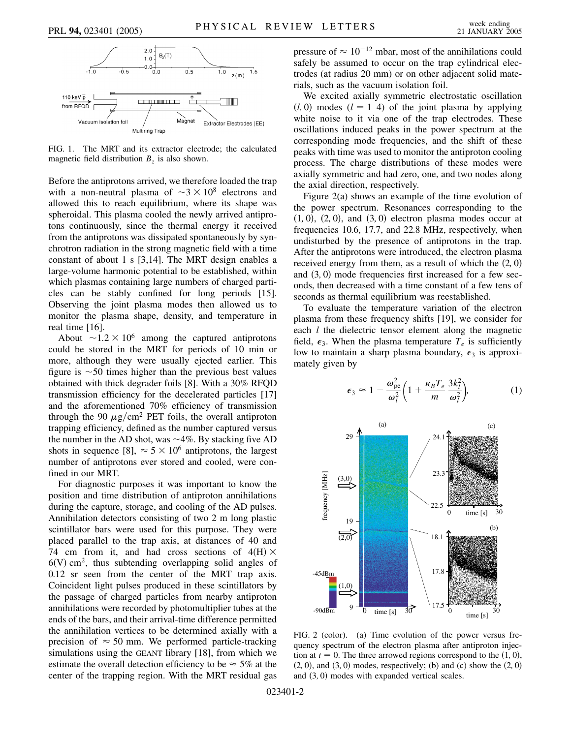FIG. 1. The MRT and its extractor electrode; the calculated magnetic field distribution $B_z$ is also shown.

Before the antiprotons arrived, we therefore loaded the trap with a non-neutral plasma of $\sim 3 \times 10^8$ electrons and allowed this to reach equilibrium, where its shape was spheroidal. This plasma cooled the newly arrived antiprotons continuously, since the thermal energy it received from the antiprotons was dissipated spontaneously by synchrotron radiation in the strong magnetic field with a time constant of about 1 s [3,14]. The MRT design enables a large-volume harmonic potential to be established, within which plasmas containing large numbers of charged particles can be stably confined for long periods [15]. Observing the joint plasma modes then allowed us to monitor the plasma shape, density, and temperature in real time [16].

About $\sim 1.2 \times 10^6$ among the captured antiprotons could be stored in the MRT for periods of 10 min or more, although they were usually ejected earlier. This figure is $\sim 50$ times higher than the previous best values obtained with thick degrader foils [8]. With a 30% RFQD transmission efficiency for the decelerated particles [17] and the aforementioned 70% efficiency of transmission through the 90 $\mu$g/cm$^2$ PET foils, the overall antiproton trapping efficiency, defined as the number captured versus the number in the AD shot, was $\sim 4\%$. By stacking five AD shots in sequence [8], $\approx 5 \times 10^6$ antiprotons, the largest number of antiprotons ever stored and cooled, were confined in our MRT.

For diagnostic purposes it was important to know the position and time distribution of antiproton annihilations during the capture, storage, and cooling of the AD pulses. Annihilation detectors consisting of two 2 m long plastic scintillator bars were used for this purpose. They were placed parallel to the trap axis, at distances of 40 and 74 cm from it, and had cross sections of 4(H) $\times$ 6(V) cm$^2$, thus subtending overlapping solid angles of 0.12 sr seen from the center of the MRT trap axis. Coincident light pulses produced in these scintillators by the passage of charged particles from nearby antiproton annihilations were recorded by photomultiplier tubes at the ends of the bars, and their arrival-time difference permitted the annihilation vertices to be determined axially with a precision of $\approx 50$ mm. We performed particle-tracking simulations using the GEANT library [18], from which we estimate the overall detection efficiency to be $\approx 5\%$ at the center of the trapping region. With the MRT residual gas pressure of $\approx 10^{-12}$ mbar, most of the annihilations could safely be assumed to occur on the trap cylindrical electrodes (at radius 20 mm) or on other adjacent solid materials, such as the vacuum isolation foil.

We excited axially symmetric electrostatic oscillation $(l, 0)$ modes ($l = 1$–4) of the joint plasma by applying white noise to it via one of the trap electrodes. These oscillations induced peaks in the power spectrum at the corresponding mode frequencies, and the shift of these peaks with time was used to monitor the antiproton cooling process. The charge distributions of these modes were axially symmetric and had zero, one, and two nodes along the axial direction, respectively.

Figure 2(a) shows an example of the time evolution of the power spectrum. Resonances corresponding to the $(1, 0)$, $(2, 0)$, and $(3, 0)$ electron plasma modes occur at frequencies 10.6, 17.7, and 22.8 MHz, respectively, when undisturbed by the presence of antiprotons in the trap. After the antiprotons were introduced, the electron plasma received energy from them, as a result of which the $(2, 0)$ and $(3, 0)$ mode frequencies first increased for a few seconds, then decreased with a time constant of a few tens of seconds as thermal equilibrium was reestablished.

To evaluate the temperature variation of the electron plasma from these frequency shifts [19], we consider for each $l$ the dielectric tensor element along the magnetic field, $\epsilon_3$. When the plasma temperature $T_e$ is sufficiently low to maintain a sharp plasma boundary, $\epsilon_3$ is approximately given by

$$\epsilon_3 \approx 1 - \frac{\omega_{\rm pe}^2}{\omega_l^2}\left(1 + \frac{\kappa_B T_e}{m}\frac{3k_l^2}{\omega_l^2}\right), \qquad (1)$$

FIG. 2 (color). (a) Time evolution of the power versus frequency spectrum of the electron plasma after antiproton injection at $t = 0$. The three arrowed regions correspond to the $(1, 0)$, $(2, 0)$, and $(3, 0)$ modes, respectively; (b) and (c) show the $(2, 0)$ and $(3, 0)$ modes with expanded vertical scales.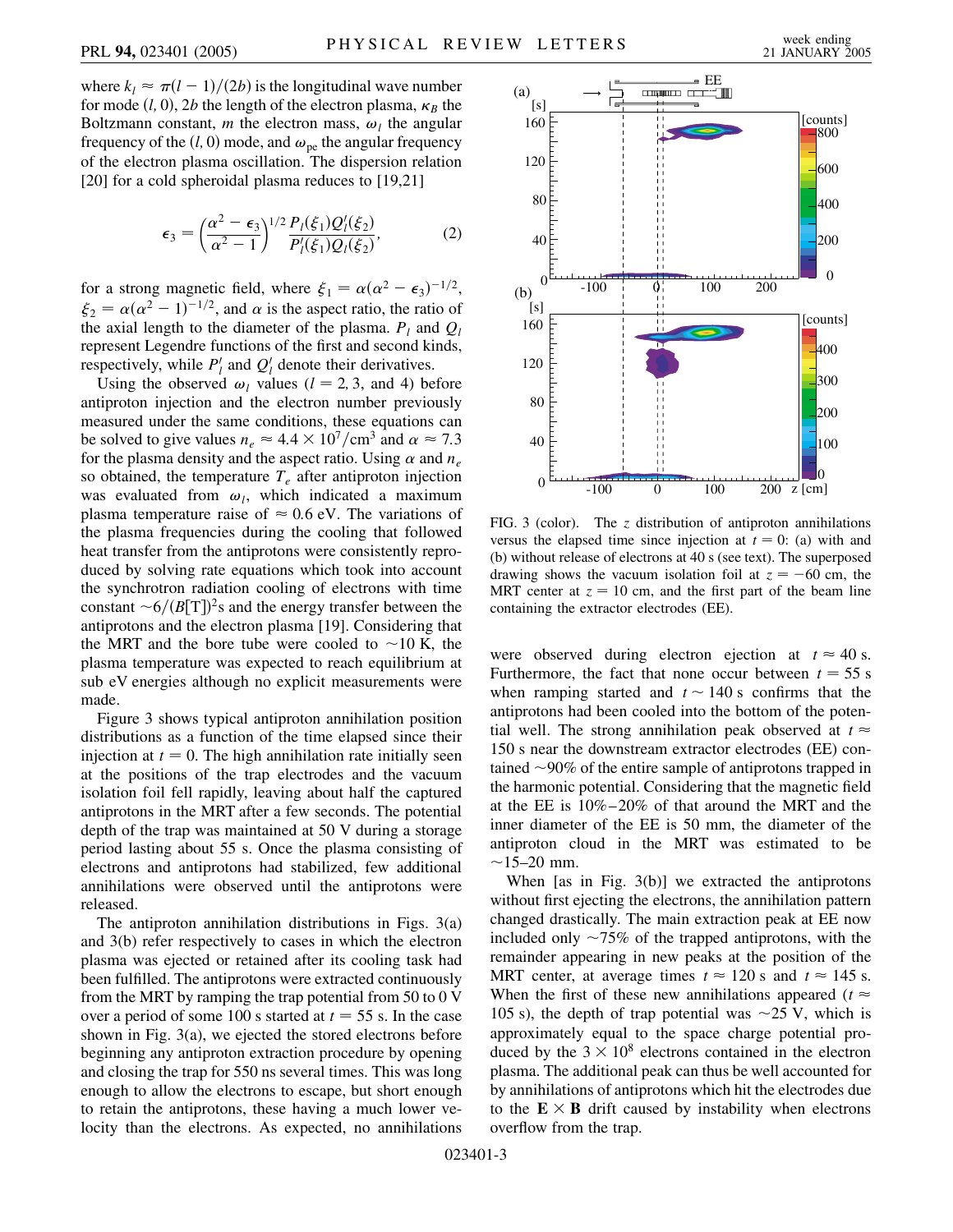where $k_l \approx \pi(l-1)/(2b)$ is the longitudinal wave number for mode $(l, 0)$, $2b$ the length of the electron plasma, $\kappa_B$ the Boltzmann constant, $m$ the electron mass, $\omega_l$ the angular frequency of the $(l, 0)$ mode, and $\omega_{pe}$ the angular frequency of the electron plasma oscillation. The dispersion relation [20] for a cold spheroidal plasma reduces to [19,21]

$$\epsilon_3 = \left(\frac{\alpha^2 - \epsilon_3}{\alpha^2 - 1}\right)^{1/2} \frac{P_l(\xi_1) Q_l'(\xi_2)}{P_l'(\xi_1) Q_l(\xi_2)}, \tag{2}$$

for a strong magnetic field, where $\xi_1 = \alpha(\alpha^2 - \epsilon_3)^{-1/2}$, $\xi_2 = \alpha(\alpha^2 - 1)^{-1/2}$, and $\alpha$ is the aspect ratio, the ratio of the axial length to the diameter of the plasma. $P_l$ and $Q_l$ represent Legendre functions of the first and second kinds, respectively, while $P_l'$ and $Q_l'$ denote their derivatives.

Using the observed $\omega_l$ values ($l = 2, 3$, and 4) before antiproton injection and the electron number previously measured under the same conditions, these equations can be solved to give values $n_e \approx 4.4 \times 10^7/\text{cm}^3$ and $\alpha \approx 7.3$ for the plasma density and the aspect ratio. Using $\alpha$ and $n_e$ so obtained, the temperature $T_e$ after antiproton injection was evaluated from $\omega_l$, which indicated a maximum plasma temperature raise of $\approx 0.6$ eV. The variations of the plasma frequencies during the cooling that followed heat transfer from the antiprotons were consistently reproduced by solving rate equations which took into account the synchrotron radiation cooling of electrons with time constant $\sim 6/(B[\text{T}])^2$s and the energy transfer between the antiprotons and the electron plasma [19]. Considering that the MRT and the bore tube were cooled to $\sim 10$ K, the plasma temperature was expected to reach equilibrium at sub eV energies although no explicit measurements were made.

Figure 3 shows typical antiproton annihilation position distributions as a function of the time elapsed since their injection at $t = 0$. The high annihilation rate initially seen at the positions of the trap electrodes and the vacuum isolation foil fell rapidly, leaving about half the captured antiprotons in the MRT after a few seconds. The potential depth of the trap was maintained at 50 V during a storage period lasting about 55 s. Once the plasma consisting of electrons and antiprotons had stabilized, few additional annihilations were observed until the antiprotons were released.

The antiproton annihilation distributions in Figs. 3(a) and 3(b) refer respectively to cases in which the electron plasma was ejected or retained after its cooling task had been fulfilled. The antiprotons were extracted continuously from the MRT by ramping the trap potential from 50 to 0 V over a period of some 100 s started at $t = 55$ s. In the case shown in Fig. 3(a), we ejected the stored electrons before beginning any antiproton extraction procedure by opening and closing the trap for 550 ns several times. This was long enough to allow the electrons to escape, but short enough to retain the antiprotons, these having a much lower velocity than the electrons. As expected, no annihilations were observed during electron ejection at $t \approx 40$ s. Furthermore, the fact that none occur between $t = 55$ s when ramping started and $t \sim 140$ s confirms that the antiprotons had been cooled into the bottom of the potential well. The strong annihilation peak observed at $t \approx 150$ s near the downstream extractor electrodes (EE) contained $\sim 90\%$ of the entire sample of antiprotons trapped in the harmonic potential. Considering that the magnetic field at the EE is 10%–20% of that around the MRT and the inner diameter of the EE is 50 mm, the diameter of the antiproton cloud in the MRT was estimated to be $\sim 15$–20 mm.

FIG. 3 (color). The $z$ distribution of antiproton annihilations versus the elapsed time since injection at $t = 0$: (a) with and (b) without release of electrons at 40 s (see text). The superposed drawing shows the vacuum isolation foil at $z = -60$ cm, the MRT center at $z = 10$ cm, and the first part of the beam line containing the extractor electrodes (EE).

When [as in Fig. 3(b)] we extracted the antiprotons without first ejecting the electrons, the annihilation pattern changed drastically. The main extraction peak at EE now included only $\sim 75\%$ of the trapped antiprotons, with the remainder appearing in new peaks at the position of the MRT center, at average times $t \approx 120$ s and $t \approx 145$ s. When the first of these new annihilations appeared ($t \approx 105$ s), the depth of trap potential was $\sim 25$ V, which is approximately equal to the space charge potential produced by the $3 \times 10^8$ electrons contained in the electron plasma. The additional peak can thus be well accounted for by annihilations of antiprotons which hit the electrodes due to the $\mathbf{E} \times \mathbf{B}$ drift caused by instability when electrons overflow from the trap.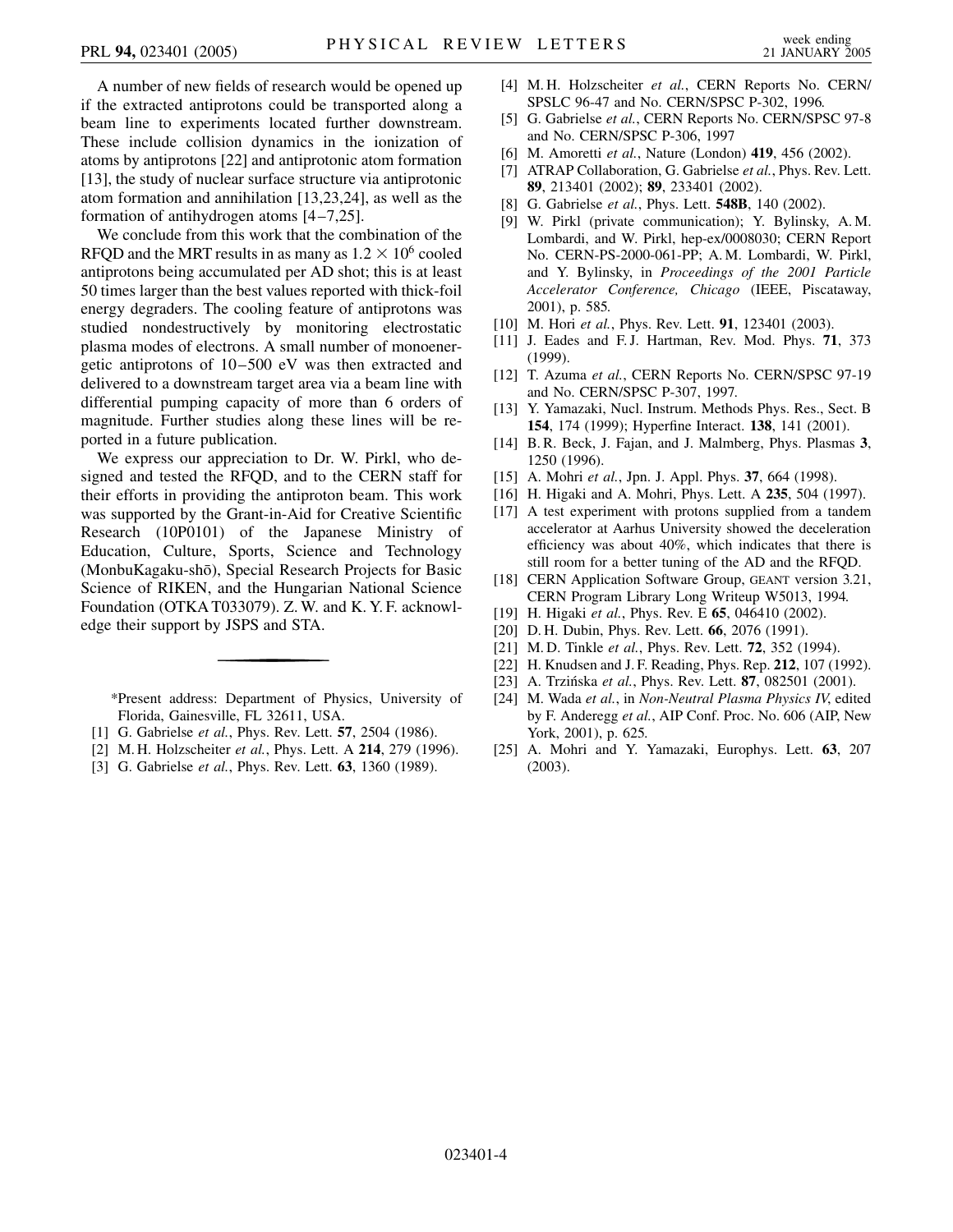A number of new fields of research would be opened up if the extracted antiprotons could be transported along a beam line to experiments located further downstream. These include collision dynamics in the ionization of atoms by antiprotons [22] and antiprotonic atom formation [13], the study of nuclear surface structure via antiprotonic atom formation and annihilation [13,23,24], as well as the formation of antihydrogen atoms [4–7,25].

We conclude from this work that the combination of the RFQD and the MRT results in as many as $1.2 \times 10^6$ cooled antiprotons being accumulated per AD shot; this is at least 50 times larger than the best values reported with thick-foil energy degraders. The cooling feature of antiprotons was studied nondestructively by monitoring electrostatic plasma modes of electrons. A small number of monoenergetic antiprotons of 10–500 eV was then extracted and delivered to a downstream target area via a beam line with differential pumping capacity of more than 6 orders of magnitude. Further studies along these lines will be reported in a future publication.

We express our appreciation to Dr. W. Pirkl, who designed and tested the RFQD, and to the CERN staff for their efforts in providing the antiproton beam. This work was supported by the Grant-in-Aid for Creative Scientific Research (10P0101) of the Japanese Ministry of Education, Culture, Sports, Science and Technology (MonbuKagaku-shō), Special Research Projects for Basic Science of RIKEN, and the Hungarian National Science Foundation (OTKA T033079). Z. W. and K. Y. F. acknowledge their support by JSPS and STA.

---

*Present address: Department of Physics, University of Florida, Gainesville, FL 32611, USA.

[1] G. Gabrielse *et al.*, Phys. Rev. Lett. **57**, 2504 (1986).

[2] M. H. Holzscheiter *et al.*, Phys. Lett. A **214**, 279 (1996).

[3] G. Gabrielse *et al.*, Phys. Rev. Lett. **63**, 1360 (1989).

[4] M. H. Holzscheiter *et al.*, CERN Reports No. CERN/SPSLC 96-47 and No. CERN/SPSC P-302, 1996.

[5] G. Gabrielse *et al.*, CERN Reports No. CERN/SPSC 97-8 and No. CERN/SPSC P-306, 1997

[6] M. Amoretti *et al.*, Nature (London) **419**, 456 (2002).

[7] ATRAP Collaboration, G. Gabrielse *et al.*, Phys. Rev. Lett. **89**, 213401 (2002); **89**, 233401 (2002).

[8] G. Gabrielse *et al.*, Phys. Lett. **548B**, 140 (2002).

[9] W. Pirkl (private communication); Y. Bylinsky, A. M. Lombardi, and W. Pirkl, hep-ex/0008030; CERN Report No. CERN-PS-2000-061-PP; A. M. Lombardi, W. Pirkl, and Y. Bylinsky, in *Proceedings of the 2001 Particle Accelerator Conference, Chicago* (IEEE, Piscataway, 2001), p. 585.

[10] M. Hori *et al.*, Phys. Rev. Lett. **91**, 123401 (2003).

[11] J. Eades and F. J. Hartman, Rev. Mod. Phys. **71**, 373 (1999).

[12] T. Azuma *et al.*, CERN Reports No. CERN/SPSC 97-19 and No. CERN/SPSC P-307, 1997.

[13] Y. Yamazaki, Nucl. Instrum. Methods Phys. Res., Sect. B **154**, 174 (1999); Hyperfine Interact. **138**, 141 (2001).

[14] B. R. Beck, J. Fajan, and J. Malmberg, Phys. Plasmas **3**, 1250 (1996).

[15] A. Mohri *et al.*, Jpn. J. Appl. Phys. **37**, 664 (1998).

[16] H. Higaki and A. Mohri, Phys. Lett. A **235**, 504 (1997).

[17] A test experiment with protons supplied from a tandem accelerator at Aarhus University showed the deceleration efficiency was about 40%, which indicates that there is still room for a better tuning of the AD and the RFQD.

[18] CERN Application Software Group, GEANT version 3.21, CERN Program Library Long Writeup W5013, 1994.

[19] H. Higaki *et al.*, Phys. Rev. E **65**, 046410 (2002).

[20] D. H. Dubin, Phys. Rev. Lett. **66**, 2076 (1991).

[21] M. D. Tinkle *et al.*, Phys. Rev. Lett. **72**, 352 (1994).

[22] H. Knudsen and J. F. Reading, Phys. Rep. **212**, 107 (1992).

[23] A. Trzińska *et al.*, Phys. Rev. Lett. **87**, 082501 (2001).

[24] M. Wada *et al.*, in *Non-Neutral Plasma Physics IV*, edited by F. Anderegg *et al.*, AIP Conf. Proc. No. 606 (AIP, New York, 2001), p. 625.

[25] A. Mohri and Y. Yamazaki, Europhys. Lett. **63**, 207 (2003).